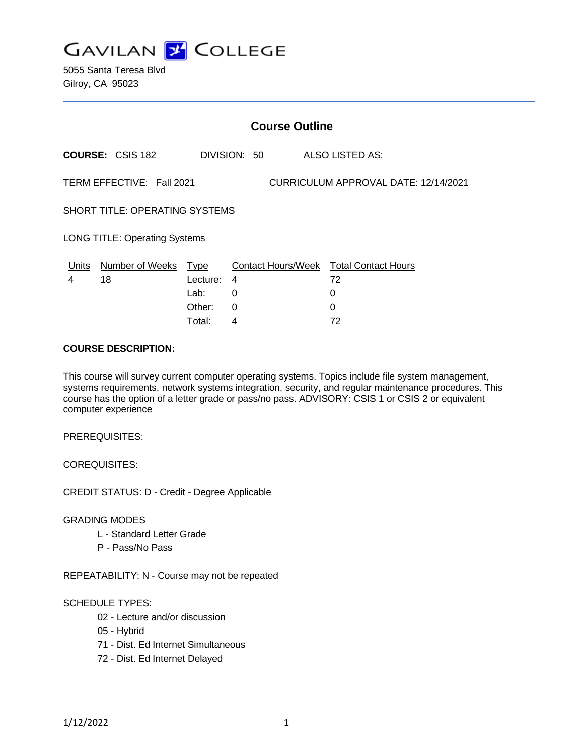# GAVILAN COLLEGE

5055 Santa Teresa Blvd
Gilroy, CA 95023

## Course Outline

**COURSE:** CSIS 182 DIVISION: 50 ALSO LISTED AS:

TERM EFFECTIVE: Fall 2021 CURRICULUM APPROVAL DATE: 12/14/2021

SHORT TITLE: OPERATING SYSTEMS

LONG TITLE: Operating Systems

| Units | Number of Weeks | Type | Contact Hours/Week | Total Contact Hours |
|---|---|---|---|---|
| 4 | 18 | Lecture: | 4 | 72 |
| | | Lab: | 0 | 0 |
| | | Other: | 0 | 0 |
| | | Total: | 4 | 72 |

**COURSE DESCRIPTION:**

This course will survey current computer operating systems. Topics include file system management, systems requirements, network systems integration, security, and regular maintenance procedures. This course has the option of a letter grade or pass/no pass. ADVISORY: CSIS 1 or CSIS 2 or equivalent computer experience

PREREQUISITES:

COREQUISITES:

CREDIT STATUS: D - Credit - Degree Applicable

GRADING MODES

- L - Standard Letter Grade
- P - Pass/No Pass

REPEATABILITY: N - Course may not be repeated

SCHEDULE TYPES:

- 02 - Lecture and/or discussion
- 05 - Hybrid
- 71 - Dist. Ed Internet Simultaneous
- 72 - Dist. Ed Internet Delayed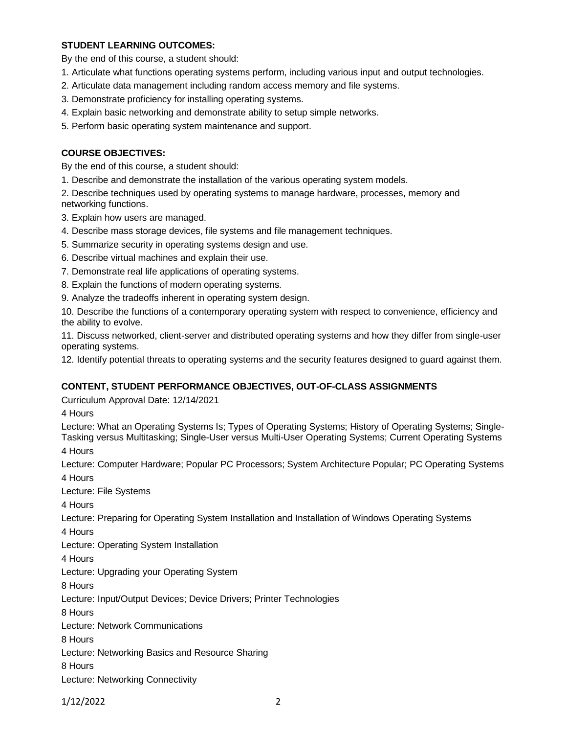**STUDENT LEARNING OUTCOMES:**

By the end of this course, a student should:

1. Articulate what functions operating systems perform, including various input and output technologies.
2. Articulate data management including random access memory and file systems.
3. Demonstrate proficiency for installing operating systems.
4. Explain basic networking and demonstrate ability to setup simple networks.
5. Perform basic operating system maintenance and support.

**COURSE OBJECTIVES:**

By the end of this course, a student should:

1. Describe and demonstrate the installation of the various operating system models.
2. Describe techniques used by operating systems to manage hardware, processes, memory and networking functions.
3. Explain how users are managed.
4. Describe mass storage devices, file systems and file management techniques.
5. Summarize security in operating systems design and use.
6. Describe virtual machines and explain their use.
7. Demonstrate real life applications of operating systems.
8. Explain the functions of modern operating systems.
9. Analyze the tradeoffs inherent in operating system design.
10. Describe the functions of a contemporary operating system with respect to convenience, efficiency and the ability to evolve.
11. Discuss networked, client-server and distributed operating systems and how they differ from single-user operating systems.
12. Identify potential threats to operating systems and the security features designed to guard against them.

**CONTENT, STUDENT PERFORMANCE OBJECTIVES, OUT-OF-CLASS ASSIGNMENTS**

Curriculum Approval Date: 12/14/2021

4 Hours

Lecture: What an Operating Systems Is; Types of Operating Systems; History of Operating Systems; Single-Tasking versus Multitasking; Single-User versus Multi-User Operating Systems; Current Operating Systems

4 Hours

Lecture: Computer Hardware; Popular PC Processors; System Architecture Popular; PC Operating Systems

4 Hours

Lecture: File Systems

4 Hours

Lecture: Preparing for Operating System Installation and Installation of Windows Operating Systems

4 Hours

Lecture: Operating System Installation

4 Hours

Lecture: Upgrading your Operating System

8 Hours

Lecture: Input/Output Devices; Device Drivers; Printer Technologies

8 Hours

Lecture: Network Communications

8 Hours

Lecture: Networking Basics and Resource Sharing

8 Hours

Lecture: Networking Connectivity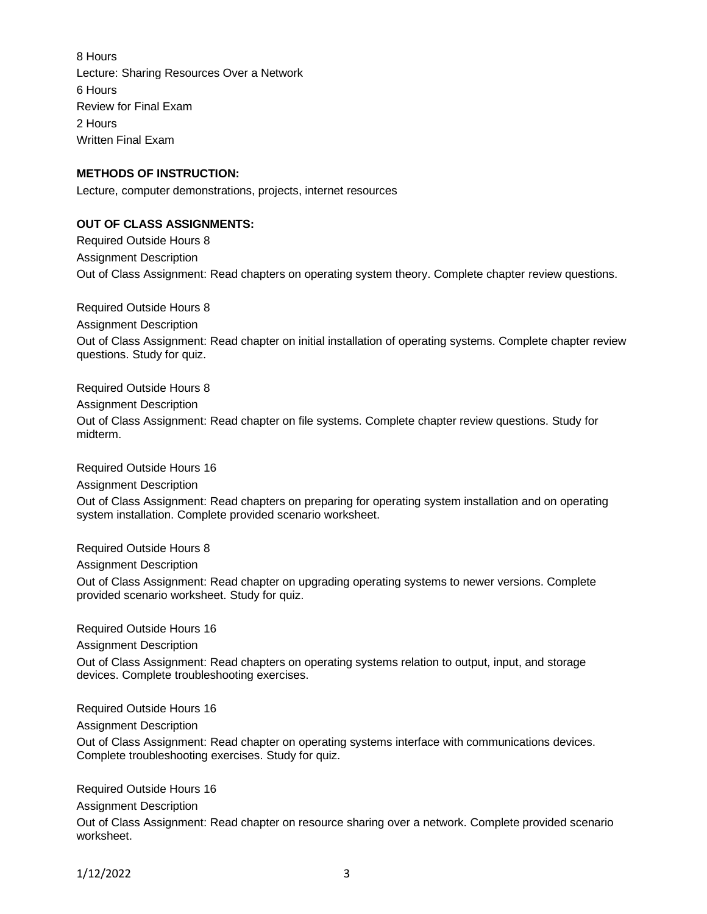8 Hours

Lecture: Sharing Resources Over a Network

6 Hours

Review for Final Exam

2 Hours

Written Final Exam

**METHODS OF INSTRUCTION:**

Lecture, computer demonstrations, projects, internet resources

**OUT OF CLASS ASSIGNMENTS:**

Required Outside Hours 8

Assignment Description

Out of Class Assignment: Read chapters on operating system theory. Complete chapter review questions.

Required Outside Hours 8

Assignment Description

Out of Class Assignment: Read chapter on initial installation of operating systems. Complete chapter review questions. Study for quiz.

Required Outside Hours 8

Assignment Description

Out of Class Assignment: Read chapter on file systems. Complete chapter review questions. Study for midterm.

Required Outside Hours 16

Assignment Description

Out of Class Assignment: Read chapters on preparing for operating system installation and on operating system installation. Complete provided scenario worksheet.

Required Outside Hours 8

Assignment Description

Out of Class Assignment: Read chapter on upgrading operating systems to newer versions. Complete provided scenario worksheet. Study for quiz.

Required Outside Hours 16

Assignment Description

Out of Class Assignment: Read chapters on operating systems relation to output, input, and storage devices. Complete troubleshooting exercises.

Required Outside Hours 16

Assignment Description

Out of Class Assignment: Read chapter on operating systems interface with communications devices. Complete troubleshooting exercises. Study for quiz.

Required Outside Hours 16

Assignment Description

Out of Class Assignment: Read chapter on resource sharing over a network. Complete provided scenario worksheet.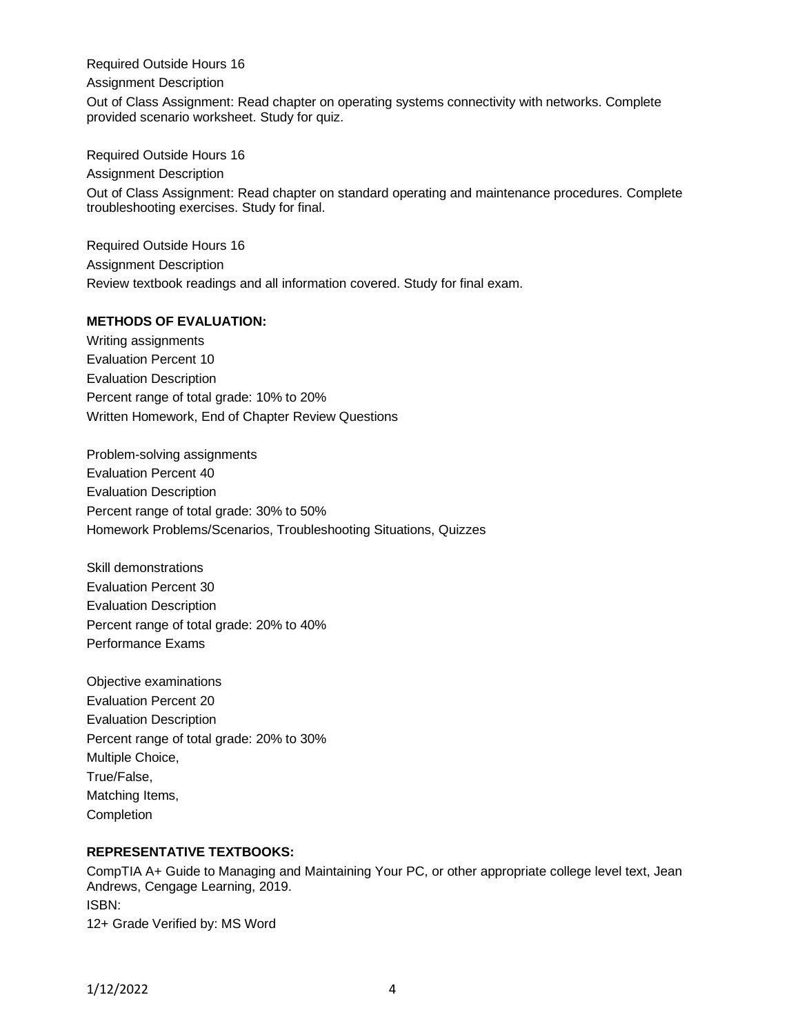Required Outside Hours 16

Assignment Description

Out of Class Assignment: Read chapter on operating systems connectivity with networks. Complete provided scenario worksheet. Study for quiz.

Required Outside Hours 16

Assignment Description

Out of Class Assignment: Read chapter on standard operating and maintenance procedures. Complete troubleshooting exercises. Study for final.

Required Outside Hours 16

Assignment Description

Review textbook readings and all information covered. Study for final exam.

**METHODS OF EVALUATION:**

Writing assignments

Evaluation Percent 10

Evaluation Description

Percent range of total grade: 10% to 20%

Written Homework, End of Chapter Review Questions

Problem-solving assignments

Evaluation Percent 40

Evaluation Description

Percent range of total grade: 30% to 50%

Homework Problems/Scenarios, Troubleshooting Situations, Quizzes

Skill demonstrations

Evaluation Percent 30

Evaluation Description

Percent range of total grade: 20% to 40%

Performance Exams

Objective examinations

Evaluation Percent 20

Evaluation Description

Percent range of total grade: 20% to 30%

Multiple Choice,

True/False,

Matching Items,

Completion

**REPRESENTATIVE TEXTBOOKS:**

CompTIA A+ Guide to Managing and Maintaining Your PC, or other appropriate college level text, Jean Andrews, Cengage Learning, 2019.

ISBN:

12+ Grade Verified by: MS Word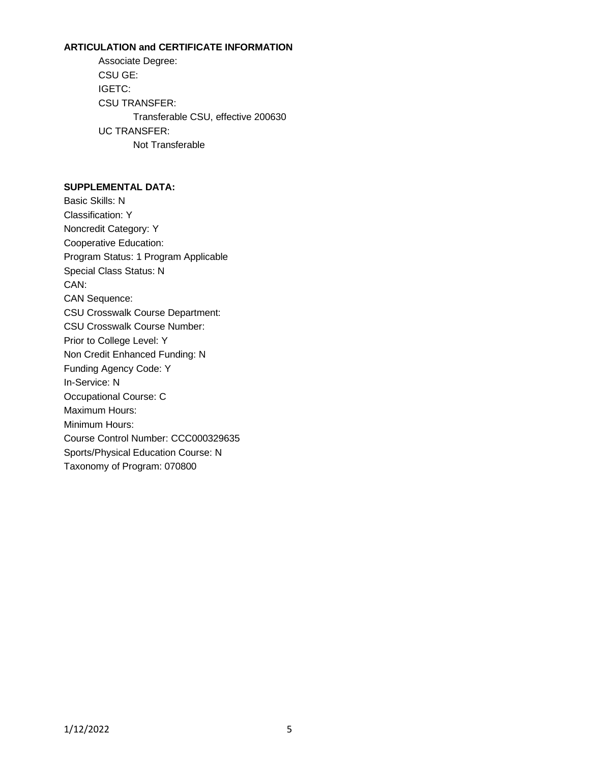**ARTICULATION and CERTIFICATE INFORMATION**

Associate Degree:

CSU GE:

IGETC:

CSU TRANSFER:

Transferable CSU, effective 200630

UC TRANSFER:

Not Transferable

**SUPPLEMENTAL DATA:**

Basic Skills: N

Classification: Y

Noncredit Category: Y

Cooperative Education:

Program Status: 1 Program Applicable

Special Class Status: N

CAN:

CAN Sequence:

CSU Crosswalk Course Department:

CSU Crosswalk Course Number:

Prior to College Level: Y

Non Credit Enhanced Funding: N

Funding Agency Code: Y

In-Service: N

Occupational Course: C

Maximum Hours:

Minimum Hours:

Course Control Number: CCC000329635

Sports/Physical Education Course: N

Taxonomy of Program: 070800